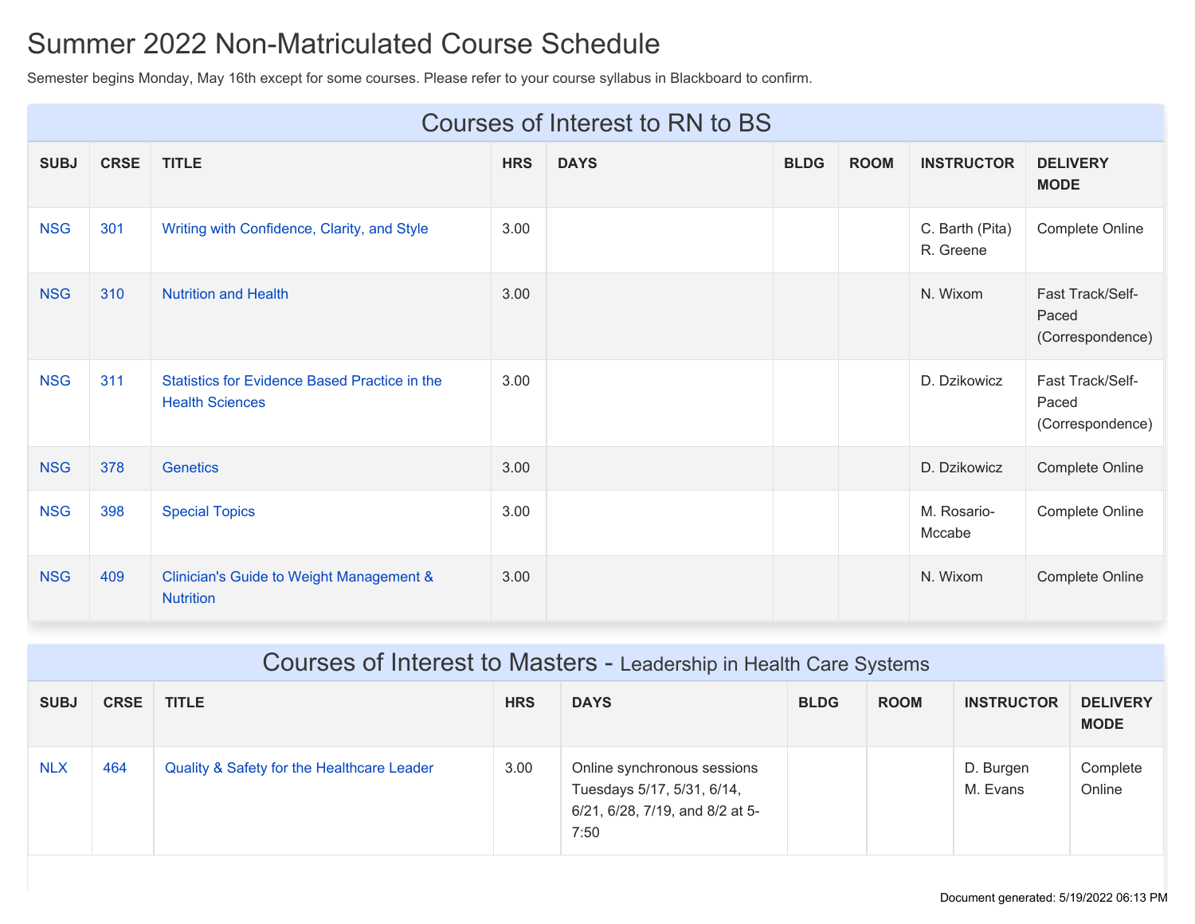# Summer 2022 Non-Matriculated Course Schedule

Semester begins Monday, May 16th except for some courses. Please refer to your course syllabus in Blackboard to confirm.

## Courses of Interest to RN to BS

| SUBJ | CRSE | TITLE | HRS | DAYS | BLDG | ROOM | INSTRUCTOR | DELIVERY MODE |
|---|---|---|---|---|---|---|---|---|
| NSG | 301 | Writing with Confidence, Clarity, and Style | 3.00 | | | | C. Barth (Pita) R. Greene | Complete Online |
| NSG | 310 | Nutrition and Health | 3.00 | | | | N. Wixom | Fast Track/Self-Paced (Correspondence) |
| NSG | 311 | Statistics for Evidence Based Practice in the Health Sciences | 3.00 | | | | D. Dzikowicz | Fast Track/Self-Paced (Correspondence) |
| NSG | 378 | Genetics | 3.00 | | | | D. Dzikowicz | Complete Online |
| NSG | 398 | Special Topics | 3.00 | | | | M. Rosario-Mccabe | Complete Online |
| NSG | 409 | Clinician's Guide to Weight Management & Nutrition | 3.00 | | | | N. Wixom | Complete Online |

## Courses of Interest to Masters - Leadership in Health Care Systems

| SUBJ | CRSE | TITLE | HRS | DAYS | BLDG | ROOM | INSTRUCTOR | DELIVERY MODE |
|---|---|---|---|---|---|---|---|---|
| NLX | 464 | Quality & Safety for the Healthcare Leader | 3.00 | Online synchronous sessions Tuesdays 5/17, 5/31, 6/14, 6/21, 6/28, 7/19, and 8/2 at 5-7:50 | | | D. Burgen M. Evans | Complete Online |

Document generated: 5/19/2022 06:13 PM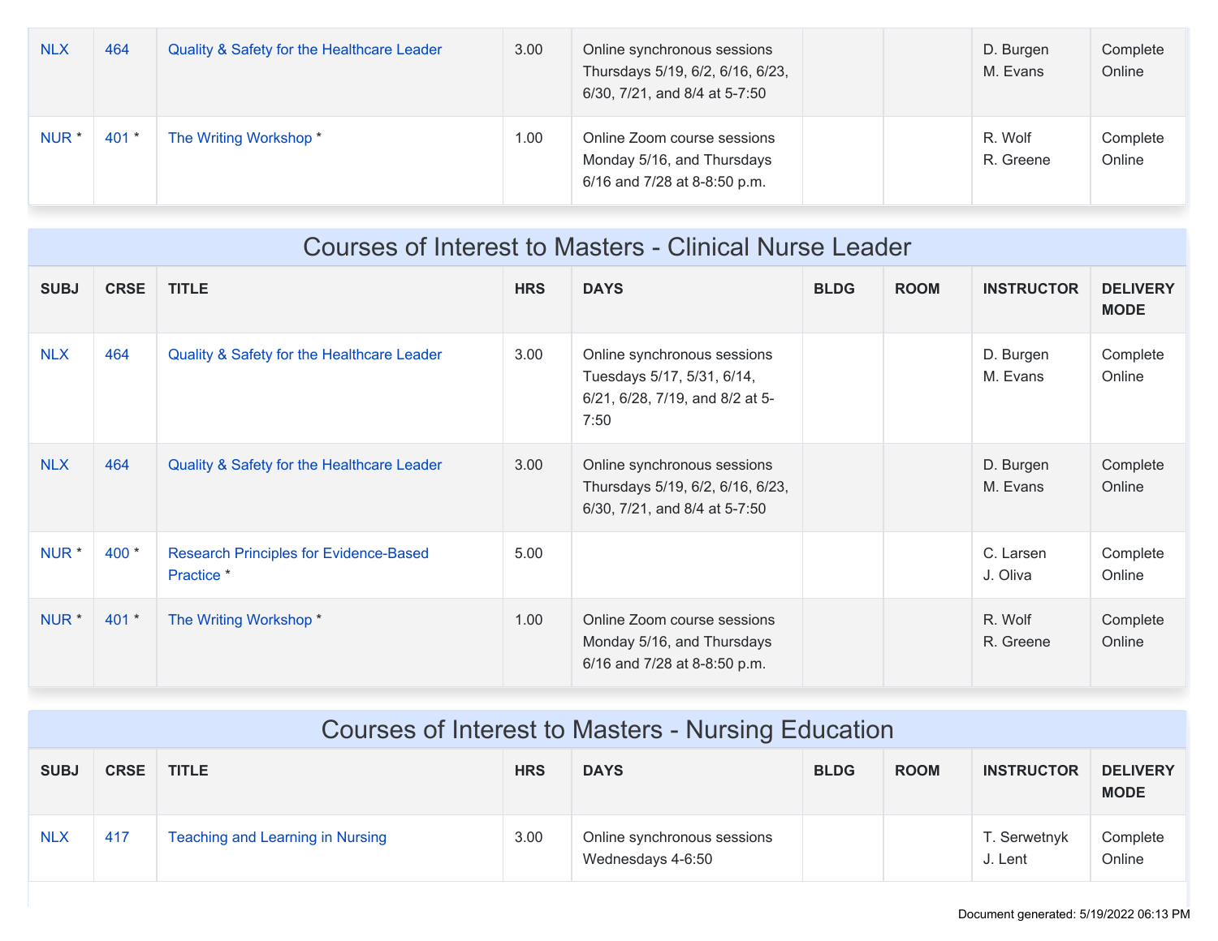| SUBJ | CRSE | TITLE | HRS | DAYS | BLDG | ROOM | INSTRUCTOR | DELIVERY MODE |
|---|---|---|---|---|---|---|---|---|
| NLX | 464 | Quality & Safety for the Healthcare Leader | 3.00 | Online synchronous sessions Thursdays 5/19, 6/2, 6/16, 6/23, 6/30, 7/21, and 8/4 at 5-7:50 | | | D. Burgen M. Evans | Complete Online |
| NUR * | 401 * | The Writing Workshop * | 1.00 | Online Zoom course sessions Monday 5/16, and Thursdays 6/16 and 7/28 at 8-8:50 p.m. | | | R. Wolf R. Greene | Complete Online |

## Courses of Interest to Masters - Clinical Nurse Leader

| SUBJ | CRSE | TITLE | HRS | DAYS | BLDG | ROOM | INSTRUCTOR | DELIVERY MODE |
|---|---|---|---|---|---|---|---|---|
| NLX | 464 | Quality & Safety for the Healthcare Leader | 3.00 | Online synchronous sessions Tuesdays 5/17, 5/31, 6/14, 6/21, 6/28, 7/19, and 8/2 at 5-7:50 | | | D. Burgen M. Evans | Complete Online |
| NLX | 464 | Quality & Safety for the Healthcare Leader | 3.00 | Online synchronous sessions Thursdays 5/19, 6/2, 6/16, 6/23, 6/30, 7/21, and 8/4 at 5-7:50 | | | D. Burgen M. Evans | Complete Online |
| NUR * | 400 * | Research Principles for Evidence-Based Practice * | 5.00 | | | | C. Larsen J. Oliva | Complete Online |
| NUR * | 401 * | The Writing Workshop * | 1.00 | Online Zoom course sessions Monday 5/16, and Thursdays 6/16 and 7/28 at 8-8:50 p.m. | | | R. Wolf R. Greene | Complete Online |

## Courses of Interest to Masters - Nursing Education

| SUBJ | CRSE | TITLE | HRS | DAYS | BLDG | ROOM | INSTRUCTOR | DELIVERY MODE |
|---|---|---|---|---|---|---|---|---|
| NLX | 417 | Teaching and Learning in Nursing | 3.00 | Online synchronous sessions Wednesdays 4-6:50 | | | T. Serwetnyk J. Lent | Complete Online |

Document generated: 5/19/2022 06:13 PM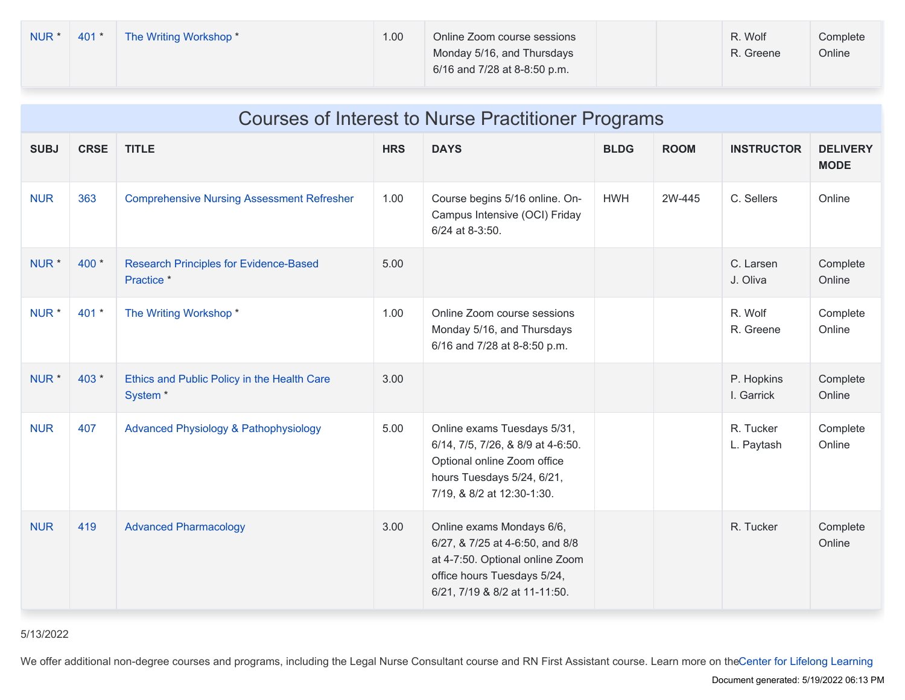| SUBJ | CRSE | TITLE | HRS | DAYS | BLDG | ROOM | INSTRUCTOR | DELIVERY MODE |
|---|---|---|---|---|---|---|---|---|
| NUR * | 401 * | The Writing Workshop * | 1.00 | Online Zoom course sessions Monday 5/16, and Thursdays 6/16 and 7/28 at 8-8:50 p.m. | | | R. Wolf R. Greene | Complete Online |

## Courses of Interest to Nurse Practitioner Programs

| SUBJ | CRSE | TITLE | HRS | DAYS | BLDG | ROOM | INSTRUCTOR | DELIVERY MODE |
|---|---|---|---|---|---|---|---|---|
| NUR | 363 | Comprehensive Nursing Assessment Refresher | 1.00 | Course begins 5/16 online. On-Campus Intensive (OCI) Friday 6/24 at 8-3:50. | HWH | 2W-445 | C. Sellers | Online |
| NUR * | 400 * | Research Principles for Evidence-Based Practice * | 5.00 | | | | C. Larsen J. Oliva | Complete Online |
| NUR * | 401 * | The Writing Workshop * | 1.00 | Online Zoom course sessions Monday 5/16, and Thursdays 6/16 and 7/28 at 8-8:50 p.m. | | | R. Wolf R. Greene | Complete Online |
| NUR * | 403 * | Ethics and Public Policy in the Health Care System * | 3.00 | | | | P. Hopkins I. Garrick | Complete Online |
| NUR | 407 | Advanced Physiology & Pathophysiology | 5.00 | Online exams Tuesdays 5/31, 6/14, 7/5, 7/26, & 8/9 at 4-6:50. Optional online Zoom office hours Tuesdays 5/24, 6/21, 7/19, & 8/2 at 12:30-1:30. | | | R. Tucker L. Paytash | Complete Online |
| NUR | 419 | Advanced Pharmacology | 3.00 | Online exams Mondays 6/6, 6/27, & 7/25 at 4-6:50, and 8/8 at 4-7:50. Optional online Zoom office hours Tuesdays 5/24, 6/21, 7/19 & 8/2 at 11-11:50. | | | R. Tucker | Complete Online |

5/13/2022

We offer additional non-degree courses and programs, including the Legal Nurse Consultant course and RN First Assistant course. Learn more on theCenter for Lifelong Learning

Document generated: 5/19/2022 06:13 PM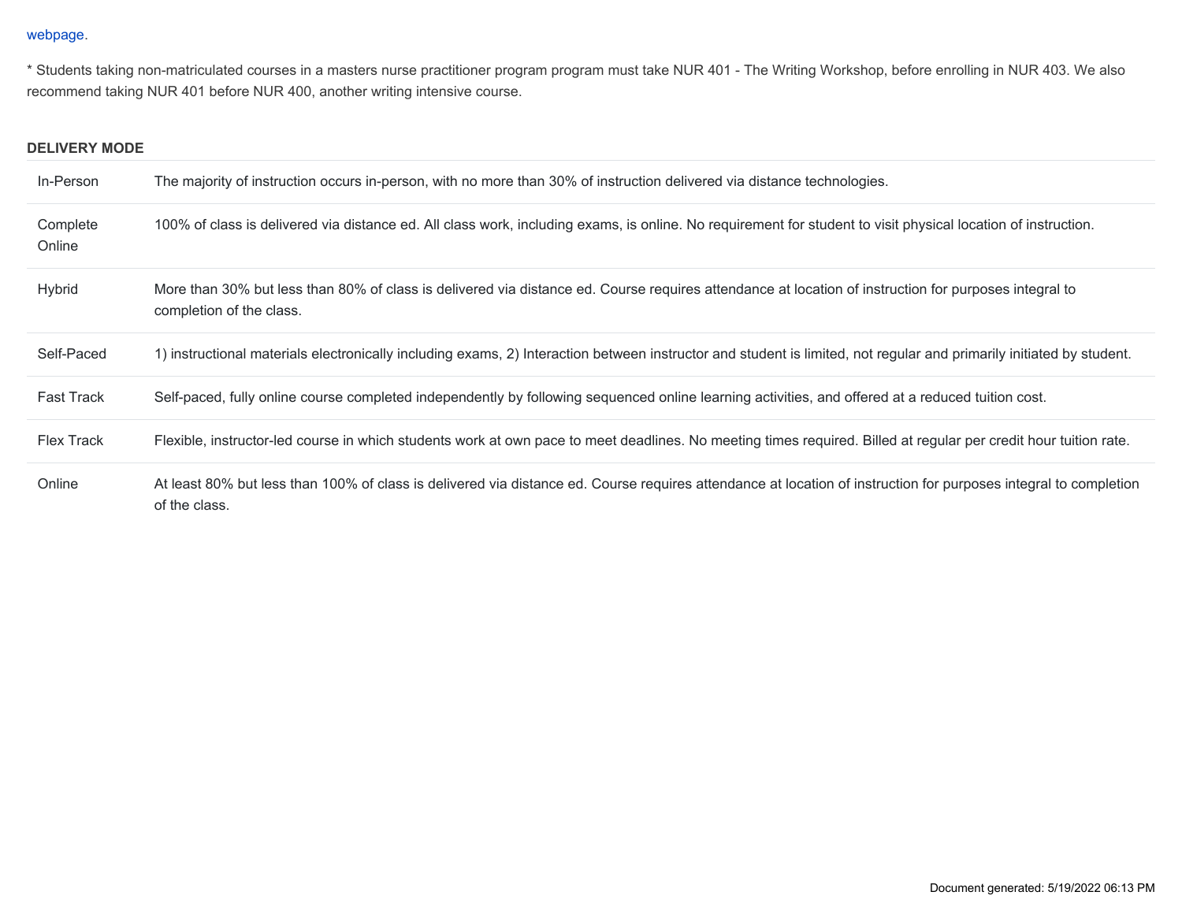webpage.

* Students taking non-matriculated courses in a masters nurse practitioner program program must take NUR 401 - The Writing Workshop, before enrolling in NUR 403. We also recommend taking NUR 401 before NUR 400, another writing intensive course.

**DELIVERY MODE**

| | |
|---|---|
| In-Person | The majority of instruction occurs in-person, with no more than 30% of instruction delivered via distance technologies. |
| Complete Online | 100% of class is delivered via distance ed. All class work, including exams, is online. No requirement for student to visit physical location of instruction. |
| Hybrid | More than 30% but less than 80% of class is delivered via distance ed. Course requires attendance at location of instruction for purposes integral to completion of the class. |
| Self-Paced | 1) instructional materials electronically including exams, 2) Interaction between instructor and student is limited, not regular and primarily initiated by student. |
| Fast Track | Self-paced, fully online course completed independently by following sequenced online learning activities, and offered at a reduced tuition cost. |
| Flex Track | Flexible, instructor-led course in which students work at own pace to meet deadlines. No meeting times required. Billed at regular per credit hour tuition rate. |
| Online | At least 80% but less than 100% of class is delivered via distance ed. Course requires attendance at location of instruction for purposes integral to completion of the class. |

Document generated: 5/19/2022 06:13 PM